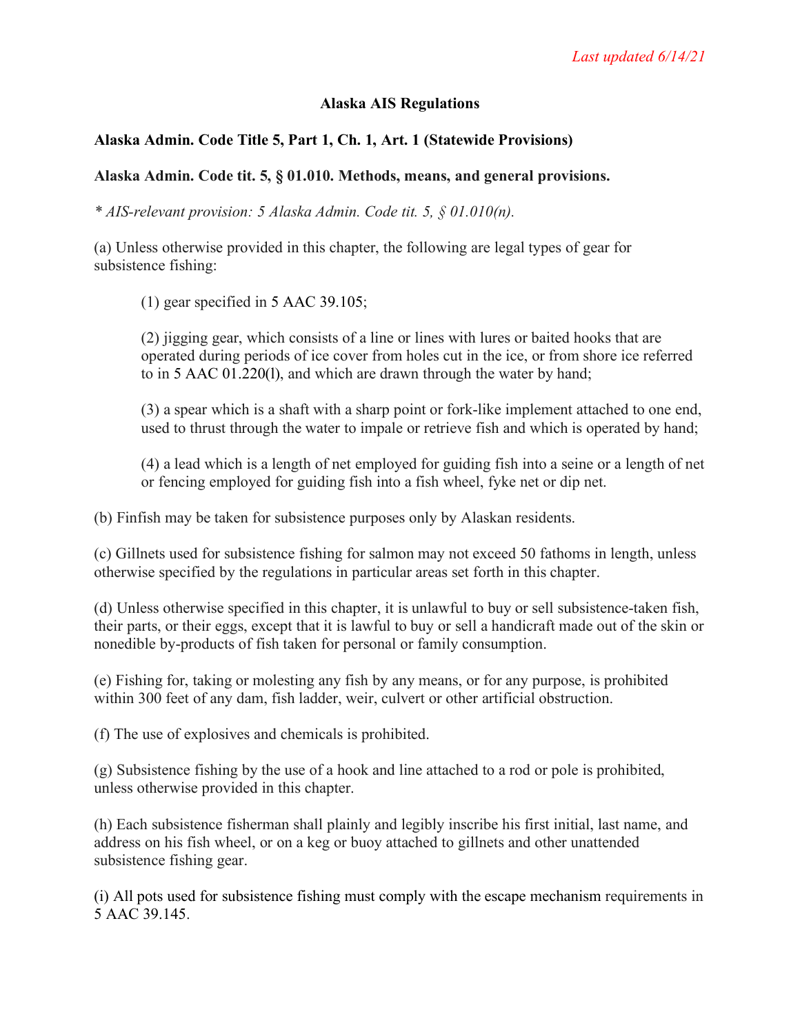*Last updated 6/14/21*

# Alaska AIS Regulations

## Alaska Admin. Code Title 5, Part 1, Ch. 1, Art. 1 (Statewide Provisions)

### Alaska Admin. Code tit. 5, § 01.010. Methods, means, and general provisions.

*\* AIS-relevant provision: 5 Alaska Admin. Code tit. 5, § 01.010(n).*

(a) Unless otherwise provided in this chapter, the following are legal types of gear for subsistence fishing:

> (1) gear specified in 5 AAC 39.105;
>
> (2) jigging gear, which consists of a line or lines with lures or baited hooks that are operated during periods of ice cover from holes cut in the ice, or from shore ice referred to in 5 AAC 01.220(l), and which are drawn through the water by hand;
>
> (3) a spear which is a shaft with a sharp point or fork-like implement attached to one end, used to thrust through the water to impale or retrieve fish and which is operated by hand;
>
> (4) a lead which is a length of net employed for guiding fish into a seine or a length of net or fencing employed for guiding fish into a fish wheel, fyke net or dip net.

(b) Finfish may be taken for subsistence purposes only by Alaskan residents.

(c) Gillnets used for subsistence fishing for salmon may not exceed 50 fathoms in length, unless otherwise specified by the regulations in particular areas set forth in this chapter.

(d) Unless otherwise specified in this chapter, it is unlawful to buy or sell subsistence-taken fish, their parts, or their eggs, except that it is lawful to buy or sell a handicraft made out of the skin or nonedible by-products of fish taken for personal or family consumption.

(e) Fishing for, taking or molesting any fish by any means, or for any purpose, is prohibited within 300 feet of any dam, fish ladder, weir, culvert or other artificial obstruction.

(f) The use of explosives and chemicals is prohibited.

(g) Subsistence fishing by the use of a hook and line attached to a rod or pole is prohibited, unless otherwise provided in this chapter.

(h) Each subsistence fisherman shall plainly and legibly inscribe his first initial, last name, and address on his fish wheel, or on a keg or buoy attached to gillnets and other unattended subsistence fishing gear.

(i) All pots used for subsistence fishing must comply with the escape mechanism requirements in 5 AAC 39.145.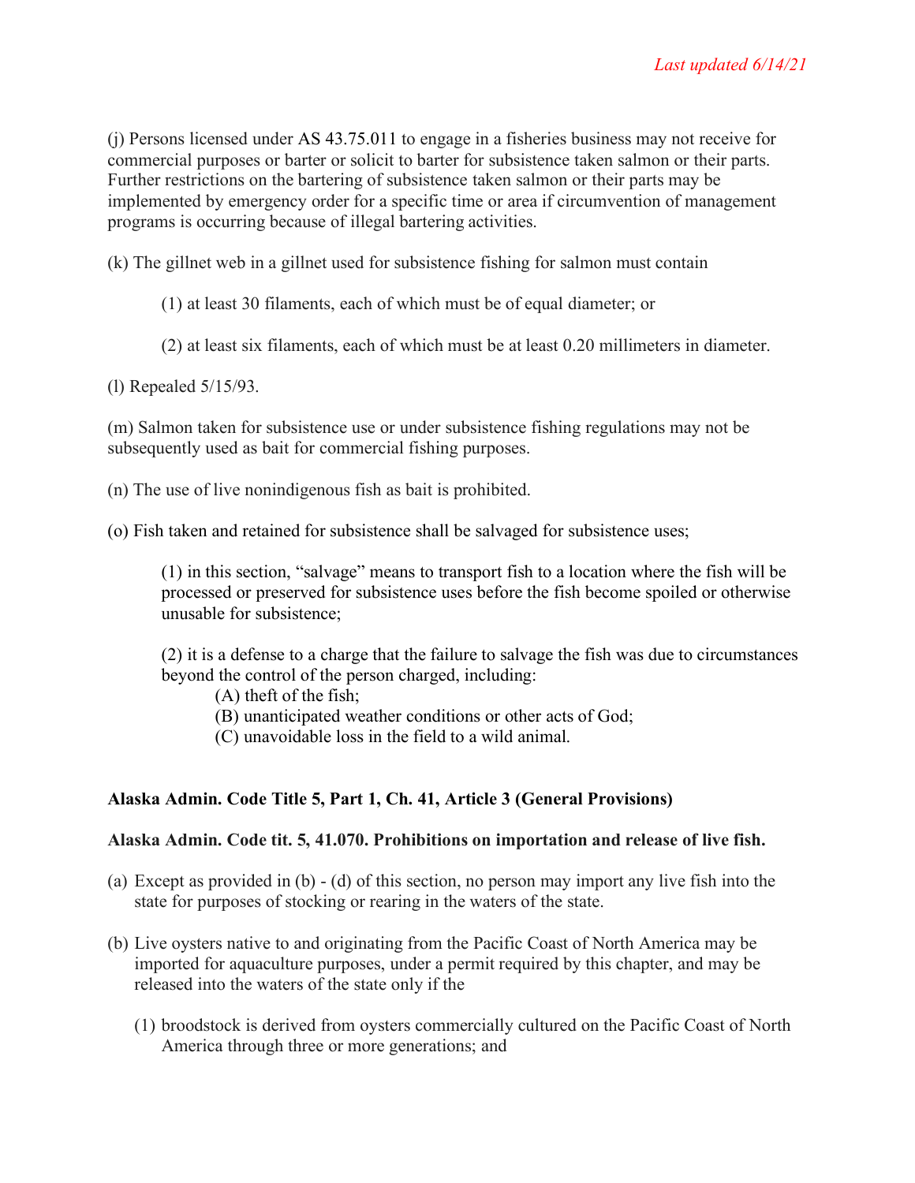(j) Persons licensed under AS 43.75.011 to engage in a fisheries business may not receive for commercial purposes or barter or solicit to barter for subsistence taken salmon or their parts. Further restrictions on the bartering of subsistence taken salmon or their parts may be implemented by emergency order for a specific time or area if circumvention of management programs is occurring because of illegal bartering activities.

(k) The gillnet web in a gillnet used for subsistence fishing for salmon must contain

> (1) at least 30 filaments, each of which must be of equal diameter; or
>
> (2) at least six filaments, each of which must be at least 0.20 millimeters in diameter.

(l) Repealed 5/15/93.

(m) Salmon taken for subsistence use or under subsistence fishing regulations may not be subsequently used as bait for commercial fishing purposes.

(n) The use of live nonindigenous fish as bait is prohibited.

(o) Fish taken and retained for subsistence shall be salvaged for subsistence uses;

> (1) in this section, "salvage" means to transport fish to a location where the fish will be processed or preserved for subsistence uses before the fish become spoiled or otherwise unusable for subsistence;
>
> (2) it is a defense to a charge that the failure to salvage the fish was due to circumstances beyond the control of the person charged, including:
>
> > (A) theft of the fish;
> > (B) unanticipated weather conditions or other acts of God;
> > (C) unavoidable loss in the field to a wild animal.

**Alaska Admin. Code Title 5, Part 1, Ch. 41, Article 3 (General Provisions)**

**Alaska Admin. Code tit. 5, 41.070. Prohibitions on importation and release of live fish.**

(a) Except as provided in (b) - (d) of this section, no person may import any live fish into the state for purposes of stocking or rearing in the waters of the state.

(b) Live oysters native to and originating from the Pacific Coast of North America may be imported for aquaculture purposes, under a permit required by this chapter, and may be released into the waters of the state only if the

> (1) broodstock is derived from oysters commercially cultured on the Pacific Coast of North America through three or more generations; and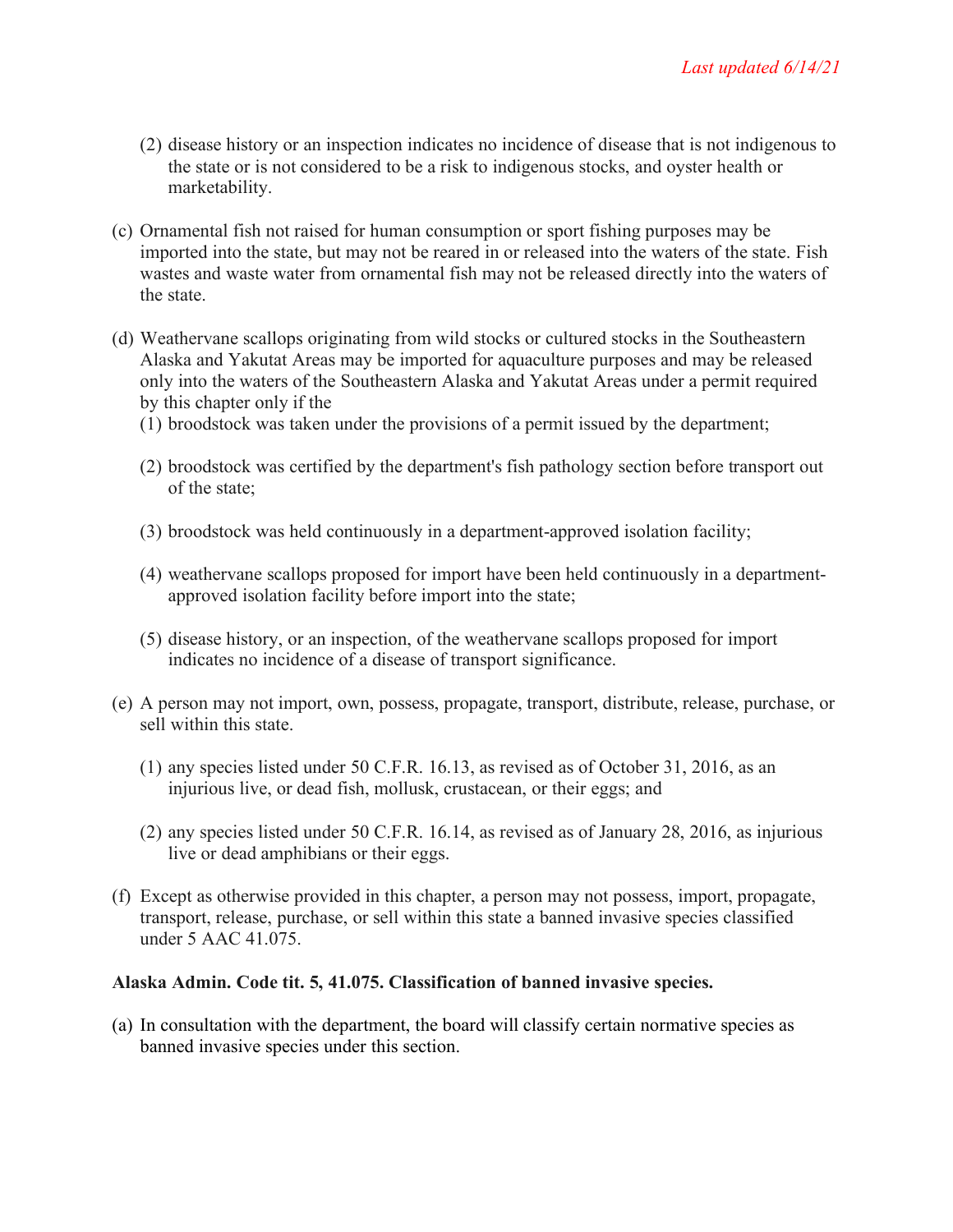(2) disease history or an inspection indicates no incidence of disease that is not indigenous to the state or is not considered to be a risk to indigenous stocks, and oyster health or marketability.

(c) Ornamental fish not raised for human consumption or sport fishing purposes may be imported into the state, but may not be reared in or released into the waters of the state. Fish wastes and waste water from ornamental fish may not be released directly into the waters of the state.

(d) Weathervane scallops originating from wild stocks or cultured stocks in the Southeastern Alaska and Yakutat Areas may be imported for aquaculture purposes and may be released only into the waters of the Southeastern Alaska and Yakutat Areas under a permit required by this chapter only if the

(1) broodstock was taken under the provisions of a permit issued by the department;

(2) broodstock was certified by the department's fish pathology section before transport out of the state;

(3) broodstock was held continuously in a department-approved isolation facility;

(4) weathervane scallops proposed for import have been held continuously in a department-approved isolation facility before import into the state;

(5) disease history, or an inspection, of the weathervane scallops proposed for import indicates no incidence of a disease of transport significance.

(e) A person may not import, own, possess, propagate, transport, distribute, release, purchase, or sell within this state.

(1) any species listed under 50 C.F.R. 16.13, as revised as of October 31, 2016, as an injurious live, or dead fish, mollusk, crustacean, or their eggs; and

(2) any species listed under 50 C.F.R. 16.14, as revised as of January 28, 2016, as injurious live or dead amphibians or their eggs.

(f) Except as otherwise provided in this chapter, a person may not possess, import, propagate, transport, release, purchase, or sell within this state a banned invasive species classified under 5 AAC 41.075.

**Alaska Admin. Code tit. 5, 41.075. Classification of banned invasive species.**

(a) In consultation with the department, the board will classify certain normative species as banned invasive species under this section.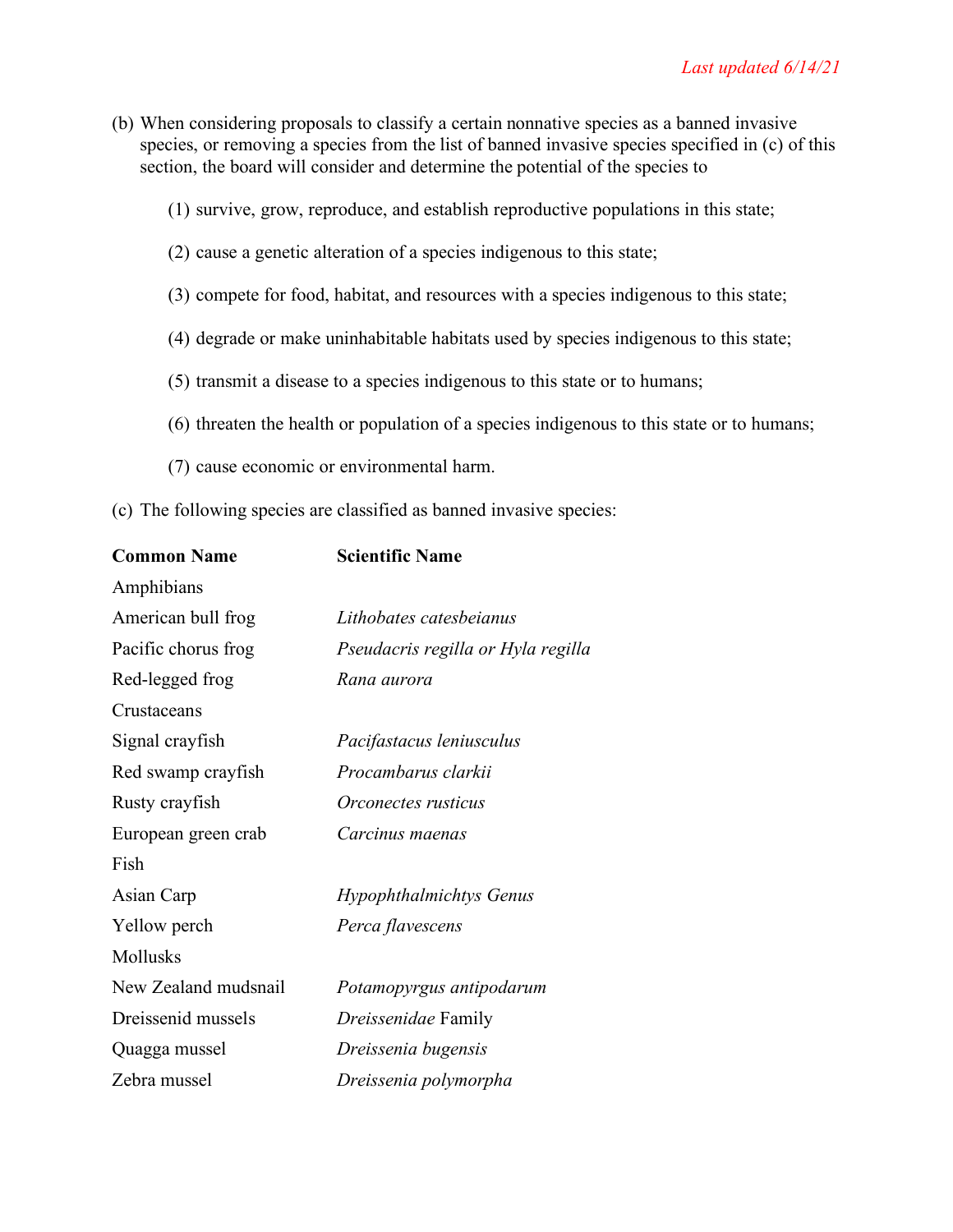*Last updated 6/14/21*

(b) When considering proposals to classify a certain nonnative species as a banned invasive species, or removing a species from the list of banned invasive species specified in (c) of this section, the board will consider and determine the potential of the species to

(1) survive, grow, reproduce, and establish reproductive populations in this state;

(2) cause a genetic alteration of a species indigenous to this state;

(3) compete for food, habitat, and resources with a species indigenous to this state;

(4) degrade or make uninhabitable habitats used by species indigenous to this state;

(5) transmit a disease to a species indigenous to this state or to humans;

(6) threaten the health or population of a species indigenous to this state or to humans;

(7) cause economic or environmental harm.

(c) The following species are classified as banned invasive species:

| **Common Name** | **Scientific Name** |
|---|---|
| Amphibians | |
| American bull frog | *Lithobates catesbeianus* |
| Pacific chorus frog | *Pseudacris regilla or Hyla regilla* |
| Red-legged frog | *Rana aurora* |
| Crustaceans | |
| Signal crayfish | *Pacifastacus leniusculus* |
| Red swamp crayfish | *Procambarus clarkii* |
| Rusty crayfish | *Orconectes rusticus* |
| European green crab | *Carcinus maenas* |
| Fish | |
| Asian Carp | *Hypophthalmichtys Genus* |
| Yellow perch | *Perca flavescens* |
| Mollusks | |
| New Zealand mudsnail | *Potamopyrgus antipodarum* |
| Dreissenid mussels | *Dreissenidae* Family |
| Quagga mussel | *Dreissenia bugensis* |
| Zebra mussel | *Dreissenia polymorpha* |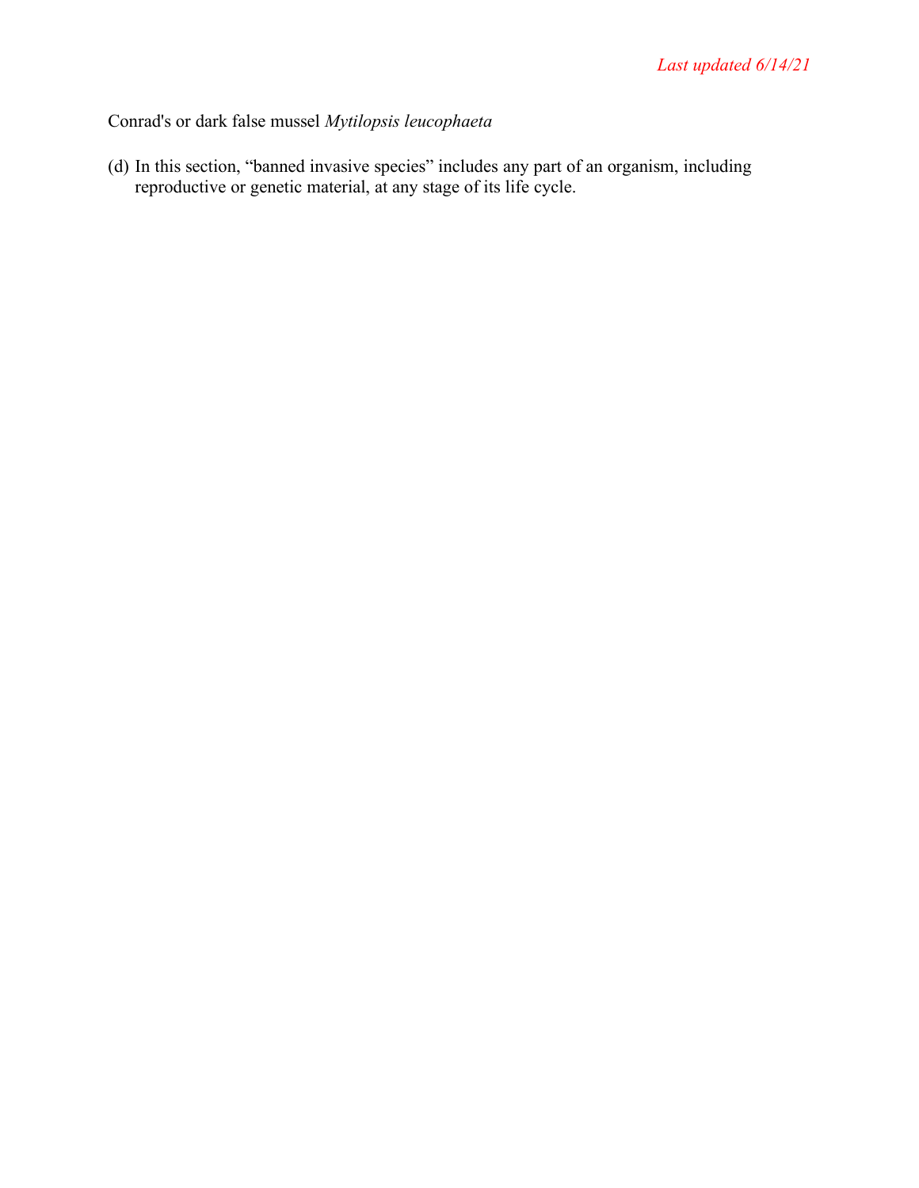Conrad's or dark false mussel *Mytilopsis leucophaeta*

(d) In this section, “banned invasive species” includes any part of an organism, including reproductive or genetic material, at any stage of its life cycle.